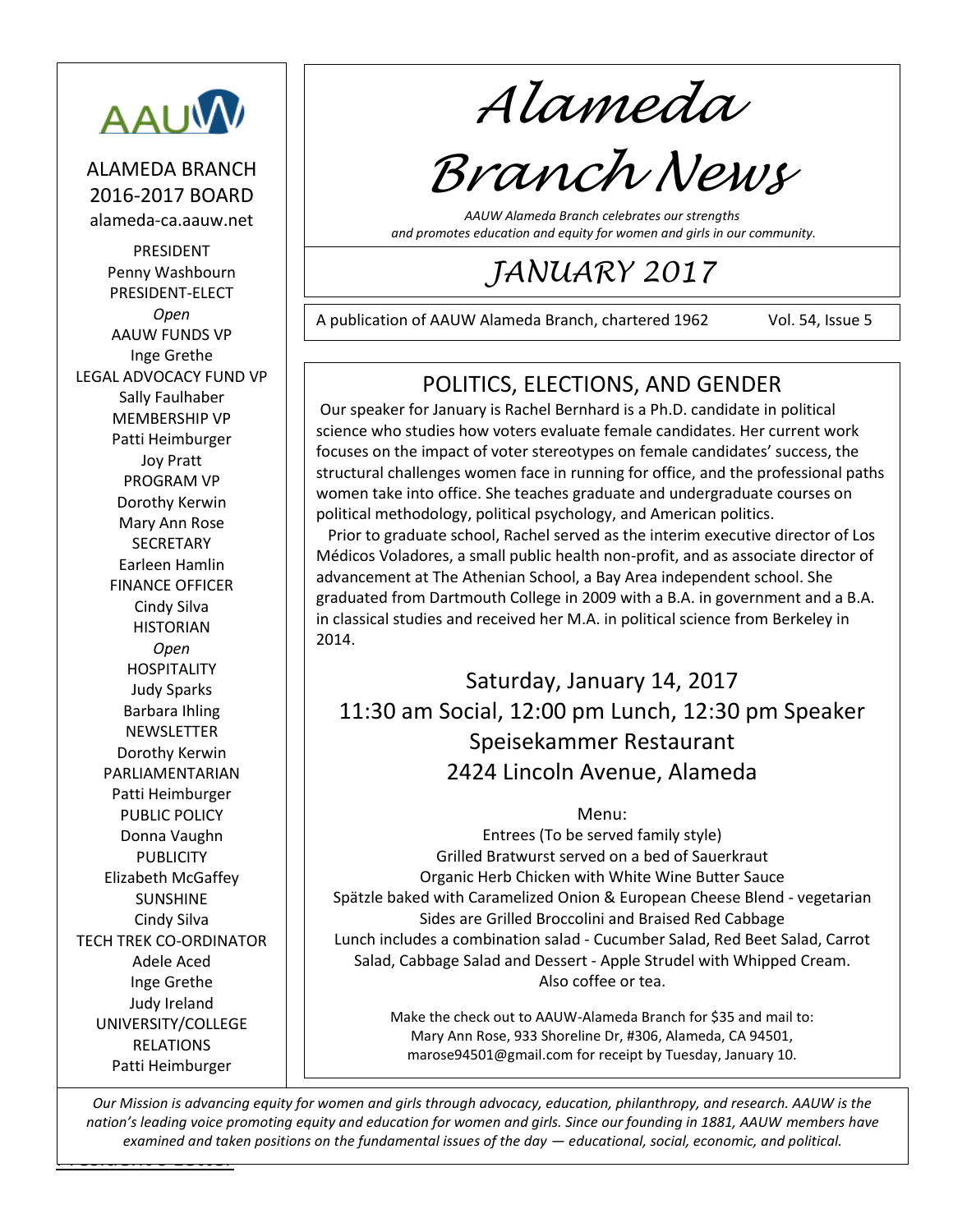# Alameda Branch News

*AAUW Alameda Branch celebrates our strengths and promotes education and equity for women and girls in our community.*

## JANUARY 2017

A publication of AAUW Alameda Branch, chartered 1962 Vol. 54, Issue 5

AAUW

ALAMEDA BRANCH
2016-2017 BOARD
alameda-ca.aauw.net

PRESIDENT
Penny Washbourn

PRESIDENT-ELECT
*Open*

AAUW FUNDS VP
Inge Grethe

LEGAL ADVOCACY FUND VP
Sally Faulhaber

MEMBERSHIP VP
Patti Heimburger
Joy Pratt

PROGRAM VP
Dorothy Kerwin
Mary Ann Rose

SECRETARY
Earleen Hamlin

FINANCE OFFICER
Cindy Silva

HISTORIAN
*Open*

HOSPITALITY
Judy Sparks
Barbara Ihling

NEWSLETTER
Dorothy Kerwin

PARLIAMENTARIAN
Patti Heimburger

PUBLIC POLICY
Donna Vaughn

PUBLICITY
Elizabeth McGaffey

SUNSHINE
Cindy Silva

TECH TREK CO-ORDINATOR
Adele Aced
Inge Grethe
Judy Ireland

UNIVERSITY/COLLEGE RELATIONS
Patti Heimburger

## POLITICS, ELECTIONS, AND GENDER

Our speaker for January is Rachel Bernhard is a Ph.D. candidate in political science who studies how voters evaluate female candidates. Her current work focuses on the impact of voter stereotypes on female candidates' success, the structural challenges women face in running for office, and the professional paths women take into office. She teaches graduate and undergraduate courses on political methodology, political psychology, and American politics.

Prior to graduate school, Rachel served as the interim executive director of Los Médicos Voladores, a small public health non-profit, and as associate director of advancement at The Athenian School, a Bay Area independent school. She graduated from Dartmouth College in 2009 with a B.A. in government and a B.A. in classical studies and received her M.A. in political science from Berkeley in 2014.

Saturday, January 14, 2017
11:30 am Social, 12:00 pm Lunch, 12:30 pm Speaker
Speisekammer Restaurant
2424 Lincoln Avenue, Alameda

Menu:
Entrees (To be served family style)
Grilled Bratwurst served on a bed of Sauerkraut
Organic Herb Chicken with White Wine Butter Sauce
Spätzle baked with Caramelized Onion & European Cheese Blend - vegetarian
Sides are Grilled Broccolini and Braised Red Cabbage
Lunch includes a combination salad - Cucumber Salad, Red Beet Salad, Carrot Salad, Cabbage Salad and Dessert - Apple Strudel with Whipped Cream.
Also coffee or tea.

Make the check out to AAUW-Alameda Branch for $35 and mail to:
Mary Ann Rose, 933 Shoreline Dr, #306, Alameda, CA 94501,
marose94501@gmail.com for receipt by Tuesday, January 10.

*Our Mission is advancing equity for women and girls through advocacy, education, philanthropy, and research. AAUW is the nation's leading voice promoting equity and education for women and girls. Since our founding in 1881, AAUW members have examined and taken positions on the fundamental issues of the day — educational, social, economic, and political.*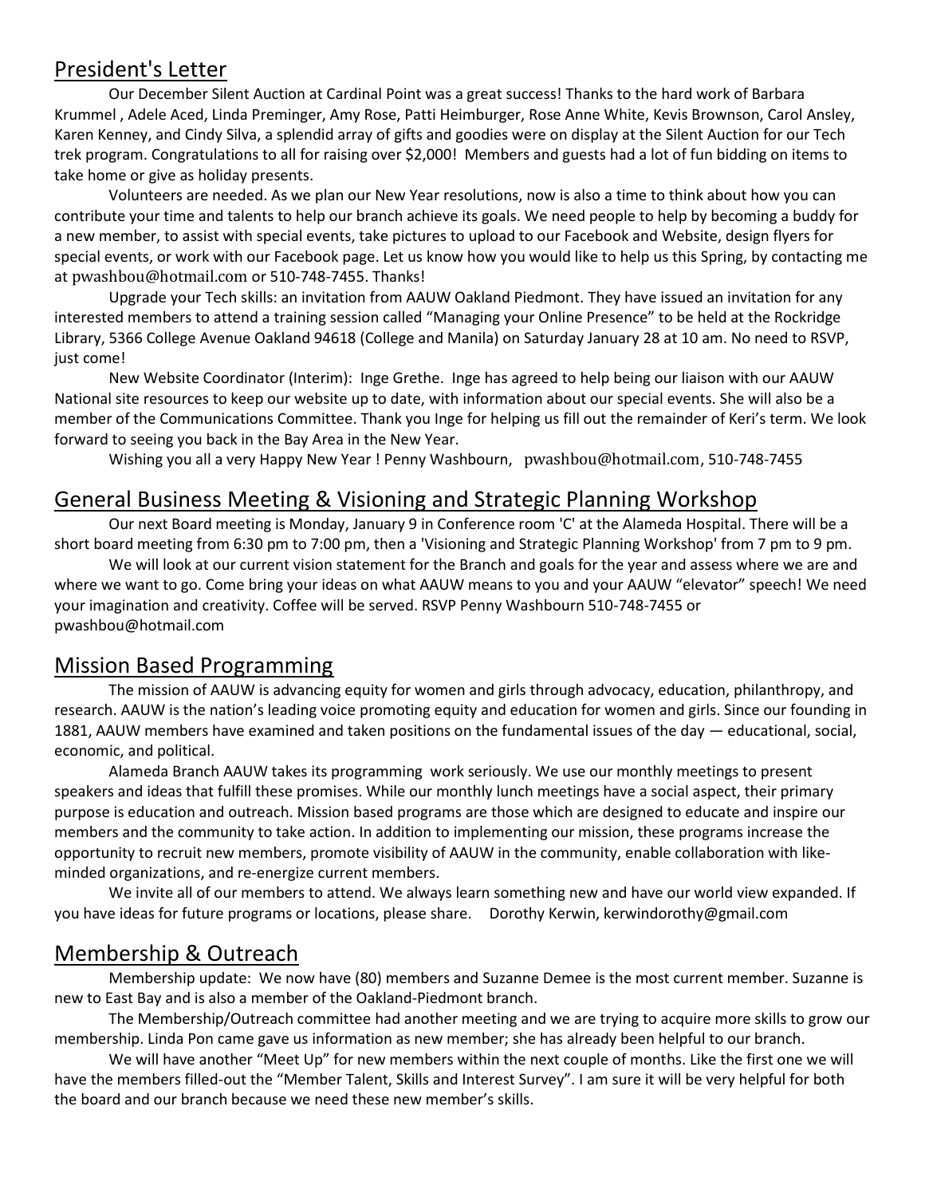## President's Letter

Our December Silent Auction at Cardinal Point was a great success! Thanks to the hard work of Barbara Krummel , Adele Aced, Linda Preminger, Amy Rose, Patti Heimburger, Rose Anne White, Kevis Brownson, Carol Ansley, Karen Kenney, and Cindy Silva, a splendid array of gifts and goodies were on display at the Silent Auction for our Tech trek program. Congratulations to all for raising over $2,000! Members and guests had a lot of fun bidding on items to take home or give as holiday presents.

Volunteers are needed. As we plan our New Year resolutions, now is also a time to think about how you can contribute your time and talents to help our branch achieve its goals. We need people to help by becoming a buddy for a new member, to assist with special events, take pictures to upload to our Facebook and Website, design flyers for special events, or work with our Facebook page. Let us know how you would like to help us this Spring, by contacting me at pwashbou@hotmail.com or 510-748-7455. Thanks!

Upgrade your Tech skills: an invitation from AAUW Oakland Piedmont. They have issued an invitation for any interested members to attend a training session called "Managing your Online Presence" to be held at the Rockridge Library, 5366 College Avenue Oakland 94618 (College and Manila) on Saturday January 28 at 10 am. No need to RSVP, just come!

New Website Coordinator (Interim): Inge Grethe. Inge has agreed to help being our liaison with our AAUW National site resources to keep our website up to date, with information about our special events. She will also be a member of the Communications Committee. Thank you Inge for helping us fill out the remainder of Keri's term. We look forward to seeing you back in the Bay Area in the New Year.

Wishing you all a very Happy New Year ! Penny Washbourn, pwashbou@hotmail.com, 510-748-7455

## General Business Meeting & Visioning and Strategic Planning Workshop

Our next Board meeting is Monday, January 9 in Conference room 'C' at the Alameda Hospital. There will be a short board meeting from 6:30 pm to 7:00 pm, then a 'Visioning and Strategic Planning Workshop' from 7 pm to 9 pm.

We will look at our current vision statement for the Branch and goals for the year and assess where we are and where we want to go. Come bring your ideas on what AAUW means to you and your AAUW "elevator" speech! We need your imagination and creativity. Coffee will be served. RSVP Penny Washbourn 510-748-7455 or pwashbou@hotmail.com

## Mission Based Programming

The mission of AAUW is advancing equity for women and girls through advocacy, education, philanthropy, and research. AAUW is the nation's leading voice promoting equity and education for women and girls. Since our founding in 1881, AAUW members have examined and taken positions on the fundamental issues of the day — educational, social, economic, and political.

Alameda Branch AAUW takes its programming work seriously. We use our monthly meetings to present speakers and ideas that fulfill these promises. While our monthly lunch meetings have a social aspect, their primary purpose is education and outreach. Mission based programs are those which are designed to educate and inspire our members and the community to take action. In addition to implementing our mission, these programs increase the opportunity to recruit new members, promote visibility of AAUW in the community, enable collaboration with like-minded organizations, and re-energize current members.

We invite all of our members to attend. We always learn something new and have our world view expanded. If you have ideas for future programs or locations, please share. Dorothy Kerwin, kerwindorothy@gmail.com

## Membership & Outreach

Membership update: We now have (80) members and Suzanne Demee is the most current member. Suzanne is new to East Bay and is also a member of the Oakland-Piedmont branch.

The Membership/Outreach committee had another meeting and we are trying to acquire more skills to grow our membership. Linda Pon came gave us information as new member; she has already been helpful to our branch.

We will have another "Meet Up" for new members within the next couple of months. Like the first one we will have the members filled-out the "Member Talent, Skills and Interest Survey". I am sure it will be very helpful for both the board and our branch because we need these new member's skills.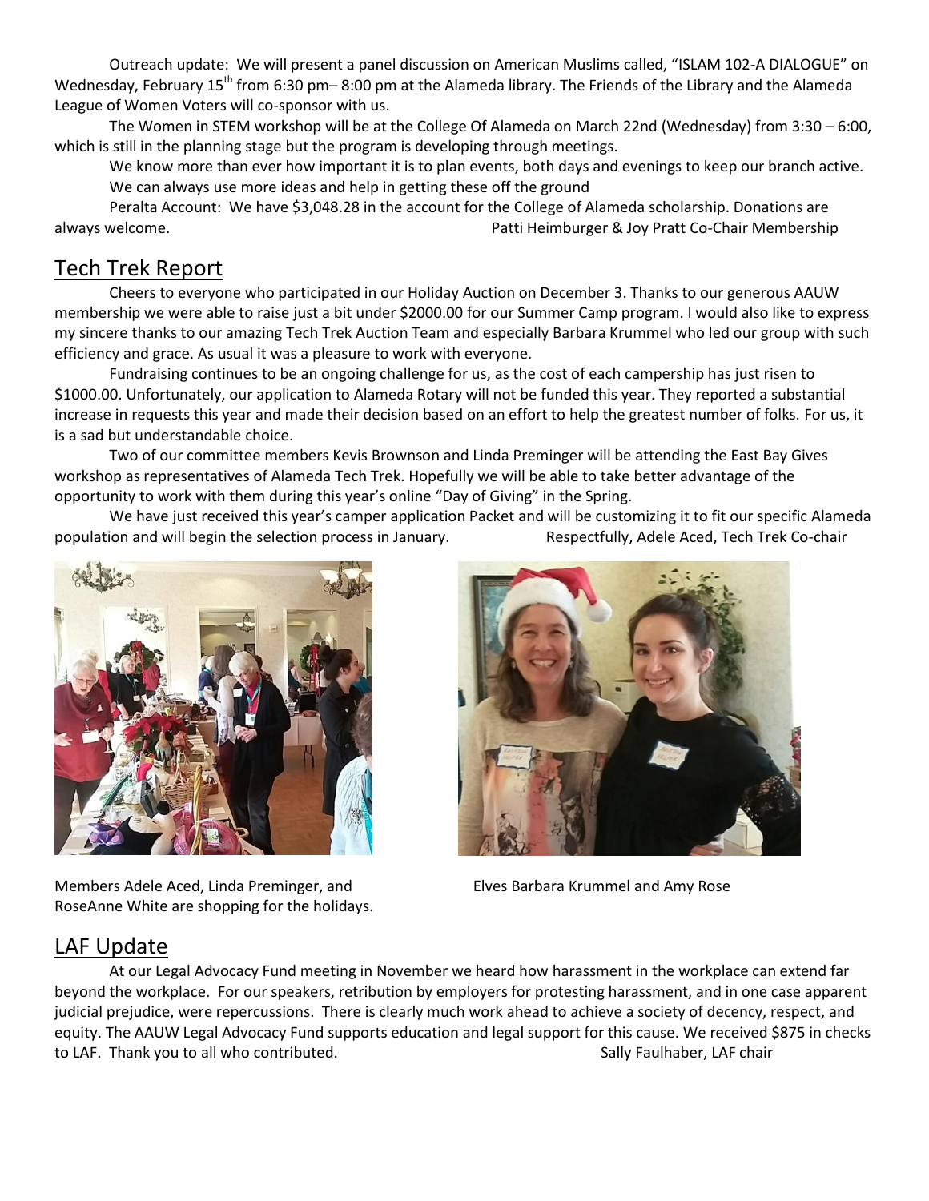Outreach update: We will present a panel discussion on American Muslims called, "ISLAM 102-A DIALOGUE" on Wednesday, February 15th from 6:30 pm– 8:00 pm at the Alameda library. The Friends of the Library and the Alameda League of Women Voters will co-sponsor with us.

The Women in STEM workshop will be at the College Of Alameda on March 22nd (Wednesday) from 3:30 – 6:00, which is still in the planning stage but the program is developing through meetings.

We know more than ever how important it is to plan events, both days and evenings to keep our branch active. We can always use more ideas and help in getting these off the ground

Peralta Account: We have $3,048.28 in the account for the College of Alameda scholarship. Donations are always welcome.

Patti Heimburger & Joy Pratt Co-Chair Membership

## Tech Trek Report

Cheers to everyone who participated in our Holiday Auction on December 3. Thanks to our generous AAUW membership we were able to raise just a bit under $2000.00 for our Summer Camp program. I would also like to express my sincere thanks to our amazing Tech Trek Auction Team and especially Barbara Krummel who led our group with such efficiency and grace. As usual it was a pleasure to work with everyone.

Fundraising continues to be an ongoing challenge for us, as the cost of each campership has just risen to $1000.00. Unfortunately, our application to Alameda Rotary will not be funded this year. They reported a substantial increase in requests this year and made their decision based on an effort to help the greatest number of folks. For us, it is a sad but understandable choice.

Two of our committee members Kevis Brownson and Linda Preminger will be attending the East Bay Gives workshop as representatives of Alameda Tech Trek. Hopefully we will be able to take better advantage of the opportunity to work with them during this year's online "Day of Giving" in the Spring.

We have just received this year's camper application Packet and will be customizing it to fit our specific Alameda population and will begin the selection process in January.

Respectfully, Adele Aced, Tech Trek Co-chair

Members Adele Aced, Linda Preminger, and RoseAnne White are shopping for the holidays.

Elves Barbara Krummel and Amy Rose

## LAF Update

At our Legal Advocacy Fund meeting in November we heard how harassment in the workplace can extend far beyond the workplace. For our speakers, retribution by employers for protesting harassment, and in one case apparent judicial prejudice, were repercussions. There is clearly much work ahead to achieve a society of decency, respect, and equity. The AAUW Legal Advocacy Fund supports education and legal support for this cause. We received $875 in checks to LAF. Thank you to all who contributed.

Sally Faulhaber, LAF chair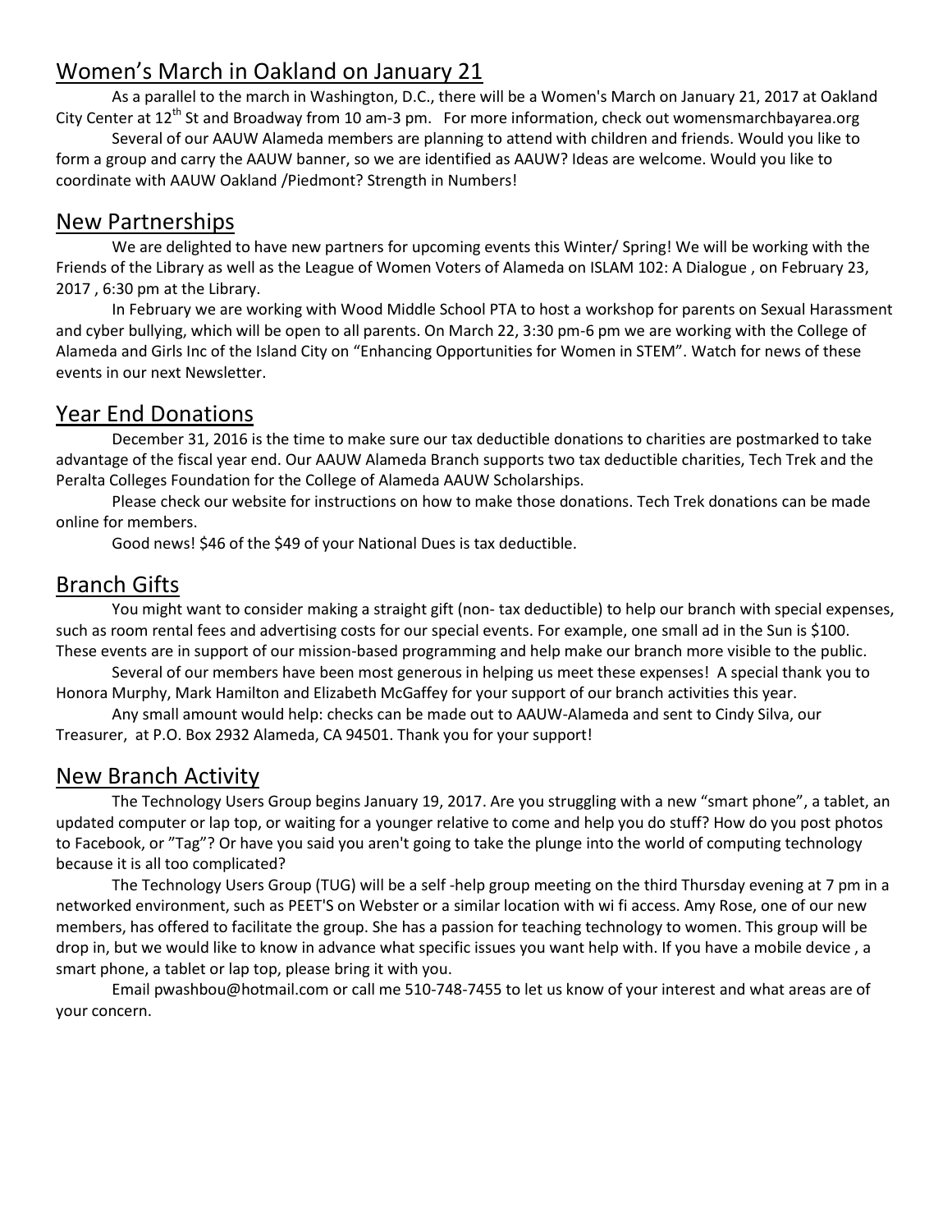## Women's March in Oakland on January 21

As a parallel to the march in Washington, D.C., there will be a Women's March on January 21, 2017 at Oakland City Center at 12th St and Broadway from 10 am-3 pm. For more information, check out womensmarchbayarea.org

Several of our AAUW Alameda members are planning to attend with children and friends. Would you like to form a group and carry the AAUW banner, so we are identified as AAUW? Ideas are welcome. Would you like to coordinate with AAUW Oakland /Piedmont? Strength in Numbers!

## New Partnerships

We are delighted to have new partners for upcoming events this Winter/ Spring! We will be working with the Friends of the Library as well as the League of Women Voters of Alameda on ISLAM 102: A Dialogue , on February 23, 2017 , 6:30 pm at the Library.

In February we are working with Wood Middle School PTA to host a workshop for parents on Sexual Harassment and cyber bullying, which will be open to all parents. On March 22, 3:30 pm-6 pm we are working with the College of Alameda and Girls Inc of the Island City on "Enhancing Opportunities for Women in STEM". Watch for news of these events in our next Newsletter.

## Year End Donations

December 31, 2016 is the time to make sure our tax deductible donations to charities are postmarked to take advantage of the fiscal year end. Our AAUW Alameda Branch supports two tax deductible charities, Tech Trek and the Peralta Colleges Foundation for the College of Alameda AAUW Scholarships.

Please check our website for instructions on how to make those donations. Tech Trek donations can be made online for members.

Good news! $46 of the $49 of your National Dues is tax deductible.

## Branch Gifts

You might want to consider making a straight gift (non- tax deductible) to help our branch with special expenses, such as room rental fees and advertising costs for our special events. For example, one small ad in the Sun is $100. These events are in support of our mission-based programming and help make our branch more visible to the public.

Several of our members have been most generous in helping us meet these expenses! A special thank you to Honora Murphy, Mark Hamilton and Elizabeth McGaffey for your support of our branch activities this year.

Any small amount would help: checks can be made out to AAUW-Alameda and sent to Cindy Silva, our Treasurer, at P.O. Box 2932 Alameda, CA 94501. Thank you for your support!

## New Branch Activity

The Technology Users Group begins January 19, 2017. Are you struggling with a new "smart phone", a tablet, an updated computer or lap top, or waiting for a younger relative to come and help you do stuff? How do you post photos to Facebook, or "Tag"? Or have you said you aren't going to take the plunge into the world of computing technology because it is all too complicated?

The Technology Users Group (TUG) will be a self -help group meeting on the third Thursday evening at 7 pm in a networked environment, such as PEET'S on Webster or a similar location with wi fi access. Amy Rose, one of our new members, has offered to facilitate the group. She has a passion for teaching technology to women. This group will be drop in, but we would like to know in advance what specific issues you want help with. If you have a mobile device , a smart phone, a tablet or lap top, please bring it with you.

Email pwashbou@hotmail.com or call me 510-748-7455 to let us know of your interest and what areas are of your concern.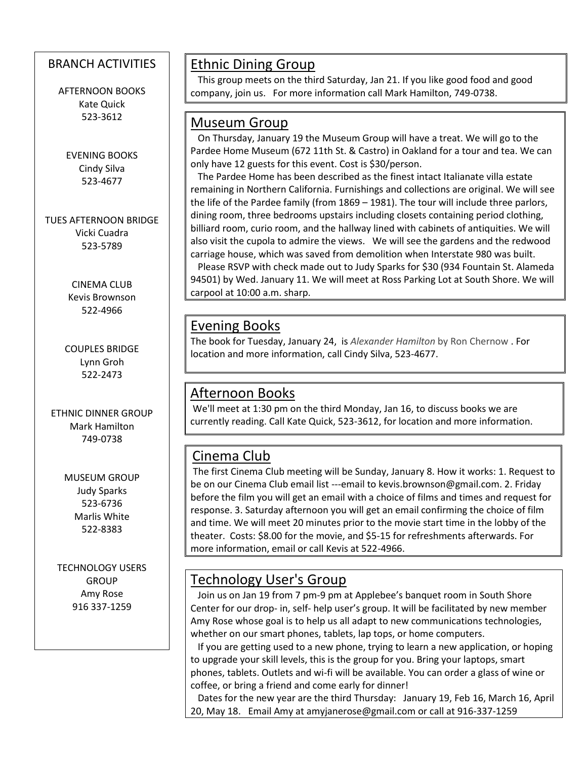## BRANCH ACTIVITIES

AFTERNOON BOOKS
Kate Quick
523-3612

EVENING BOOKS
Cindy Silva
523-4677

TUES AFTERNOON BRIDGE
Vicki Cuadra
523-5789

CINEMA CLUB
Kevis Brownson
522-4966

COUPLES BRIDGE
Lynn Groh
522-2473

ETHNIC DINNER GROUP
Mark Hamilton
749-0738

MUSEUM GROUP
Judy Sparks
523-6736
Marlis White
522-8383

TECHNOLOGY USERS GROUP
Amy Rose
916 337-1259

## Ethnic Dining Group

This group meets on the third Saturday, Jan 21. If you like good food and good company, join us. For more information call Mark Hamilton, 749-0738.

## Museum Group

On Thursday, January 19 the Museum Group will have a treat. We will go to the Pardee Home Museum (672 11th St. & Castro) in Oakland for a tour and tea. We can only have 12 guests for this event. Cost is $30/person.

The Pardee Home has been described as the finest intact Italianate villa estate remaining in Northern California. Furnishings and collections are original. We will see the life of the Pardee family (from 1869 – 1981). The tour will include three parlors, dining room, three bedrooms upstairs including closets containing period clothing, billiard room, curio room, and the hallway lined with cabinets of antiquities. We will also visit the cupola to admire the views. We will see the gardens and the redwood carriage house, which was saved from demolition when Interstate 980 was built.

Please RSVP with check made out to Judy Sparks for $30 (934 Fountain St. Alameda 94501) by Wed. January 11. We will meet at Ross Parking Lot at South Shore. We will carpool at 10:00 a.m. sharp.

## Evening Books

The book for Tuesday, January 24, is *Alexander Hamilton* by Ron Chernow . For location and more information, call Cindy Silva, 523-4677.

## Afternoon Books

We'll meet at 1:30 pm on the third Monday, Jan 16, to discuss books we are currently reading. Call Kate Quick, 523-3612, for location and more information.

## Cinema Club

The first Cinema Club meeting will be Sunday, January 8. How it works: 1. Request to be on our Cinema Club email list ---email to kevis.brownson@gmail.com. 2. Friday before the film you will get an email with a choice of films and times and request for response. 3. Saturday afternoon you will get an email confirming the choice of film and time. We will meet 20 minutes prior to the movie start time in the lobby of the theater. Costs: $8.00 for the movie, and $5-15 for refreshments afterwards. For more information, email or call Kevis at 522-4966.

## Technology User's Group

Join us on Jan 19 from 7 pm-9 pm at Applebee's banquet room in South Shore Center for our drop- in, self- help user's group. It will be facilitated by new member Amy Rose whose goal is to help us all adapt to new communications technologies, whether on our smart phones, tablets, lap tops, or home computers.

If you are getting used to a new phone, trying to learn a new application, or hoping to upgrade your skill levels, this is the group for you. Bring your laptops, smart phones, tablets. Outlets and wi-fi will be available. You can order a glass of wine or coffee, or bring a friend and come early for dinner!

Dates for the new year are the third Thursday: January 19, Feb 16, March 16, April 20, May 18. Email Amy at amyjanerose@gmail.com or call at 916-337-1259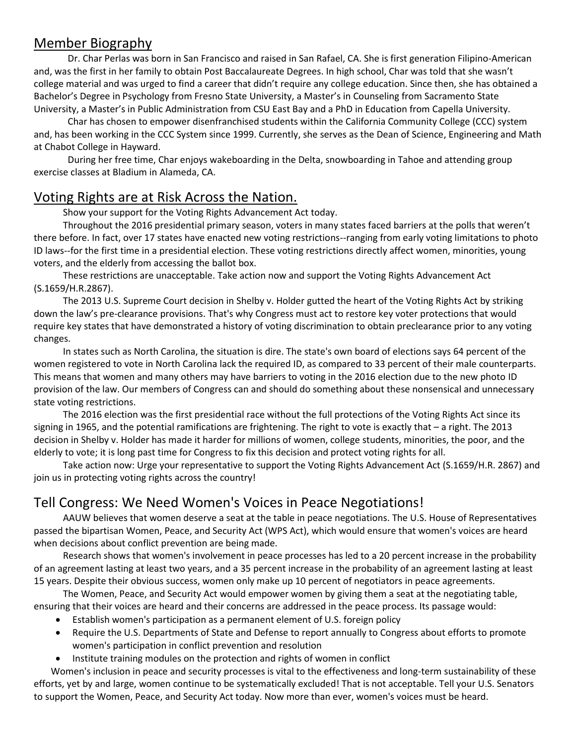## Member Biography

Dr. Char Perlas was born in San Francisco and raised in San Rafael, CA. She is first generation Filipino-American and, was the first in her family to obtain Post Baccalaureate Degrees. In high school, Char was told that she wasn't college material and was urged to find a career that didn't require any college education. Since then, she has obtained a Bachelor's Degree in Psychology from Fresno State University, a Master's in Counseling from Sacramento State University, a Master's in Public Administration from CSU East Bay and a PhD in Education from Capella University.

Char has chosen to empower disenfranchised students within the California Community College (CCC) system and, has been working in the CCC System since 1999. Currently, she serves as the Dean of Science, Engineering and Math at Chabot College in Hayward.

During her free time, Char enjoys wakeboarding in the Delta, snowboarding in Tahoe and attending group exercise classes at Bladium in Alameda, CA.

## Voting Rights are at Risk Across the Nation.

Show your support for the Voting Rights Advancement Act today.

Throughout the 2016 presidential primary season, voters in many states faced barriers at the polls that weren't there before. In fact, over 17 states have enacted new voting restrictions--ranging from early voting limitations to photo ID laws--for the first time in a presidential election. These voting restrictions directly affect women, minorities, young voters, and the elderly from accessing the ballot box.

These restrictions are unacceptable. Take action now and support the Voting Rights Advancement Act (S.1659/H.R.2867).

The 2013 U.S. Supreme Court decision in Shelby v. Holder gutted the heart of the Voting Rights Act by striking down the law's pre-clearance provisions. That's why Congress must act to restore key voter protections that would require key states that have demonstrated a history of voting discrimination to obtain preclearance prior to any voting changes.

In states such as North Carolina, the situation is dire. The state's own board of elections says 64 percent of the women registered to vote in North Carolina lack the required ID, as compared to 33 percent of their male counterparts. This means that women and many others may have barriers to voting in the 2016 election due to the new photo ID provision of the law. Our members of Congress can and should do something about these nonsensical and unnecessary state voting restrictions.

The 2016 election was the first presidential race without the full protections of the Voting Rights Act since its signing in 1965, and the potential ramifications are frightening. The right to vote is exactly that – a right. The 2013 decision in Shelby v. Holder has made it harder for millions of women, college students, minorities, the poor, and the elderly to vote; it is long past time for Congress to fix this decision and protect voting rights for all.

Take action now: Urge your representative to support the Voting Rights Advancement Act (S.1659/H.R. 2867) and join us in protecting voting rights across the country!

## Tell Congress: We Need Women's Voices in Peace Negotiations!

AAUW believes that women deserve a seat at the table in peace negotiations. The U.S. House of Representatives passed the bipartisan Women, Peace, and Security Act (WPS Act), which would ensure that women's voices are heard when decisions about conflict prevention are being made.

Research shows that women's involvement in peace processes has led to a 20 percent increase in the probability of an agreement lasting at least two years, and a 35 percent increase in the probability of an agreement lasting at least 15 years. Despite their obvious success, women only make up 10 percent of negotiators in peace agreements.

The Women, Peace, and Security Act would empower women by giving them a seat at the negotiating table, ensuring that their voices are heard and their concerns are addressed in the peace process. Its passage would:

- Establish women's participation as a permanent element of U.S. foreign policy
- Require the U.S. Departments of State and Defense to report annually to Congress about efforts to promote women's participation in conflict prevention and resolution
- Institute training modules on the protection and rights of women in conflict

Women's inclusion in peace and security processes is vital to the effectiveness and long-term sustainability of these efforts, yet by and large, women continue to be systematically excluded! That is not acceptable. Tell your U.S. Senators to support the Women, Peace, and Security Act today. Now more than ever, women's voices must be heard.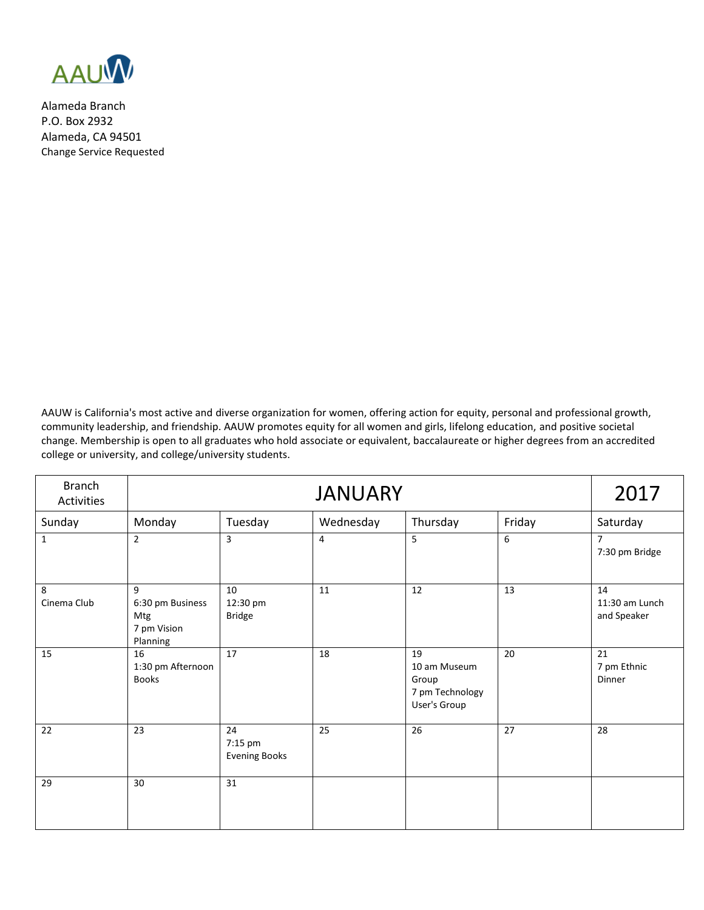AAUW

Alameda Branch
P.O. Box 2932
Alameda, CA 94501
Change Service Requested

AAUW is California's most active and diverse organization for women, offering action for equity, personal and professional growth, community leadership, and friendship. AAUW promotes equity for all women and girls, lifelong education, and positive societal change. Membership is open to all graduates who hold associate or equivalent, baccalaureate or higher degrees from an accredited college or university, and college/university students.

| Branch Activities | JANUARY | | | | | 2017 |
|---|---|---|---|---|---|---|
| Sunday | Monday | Tuesday | Wednesday | Thursday | Friday | Saturday |
| 1 | 2 | 3 | 4 | 5 | 6 | 7<br>7:30 pm Bridge |
| 8<br>Cinema Club | 9<br>6:30 pm Business Mtg<br>7 pm Vision Planning | 10<br>12:30 pm Bridge | 11 | 12 | 13 | 14<br>11:30 am Lunch and Speaker |
| 15 | 16<br>1:30 pm Afternoon Books | 17 | 18 | 19<br>10 am Museum Group<br>7 pm Technology User's Group | 20 | 21<br>7 pm Ethnic Dinner |
| 22 | 23 | 24<br>7:15 pm Evening Books | 25 | 26 | 27 | 28 |
| 29 | 30 | 31 | | | | |